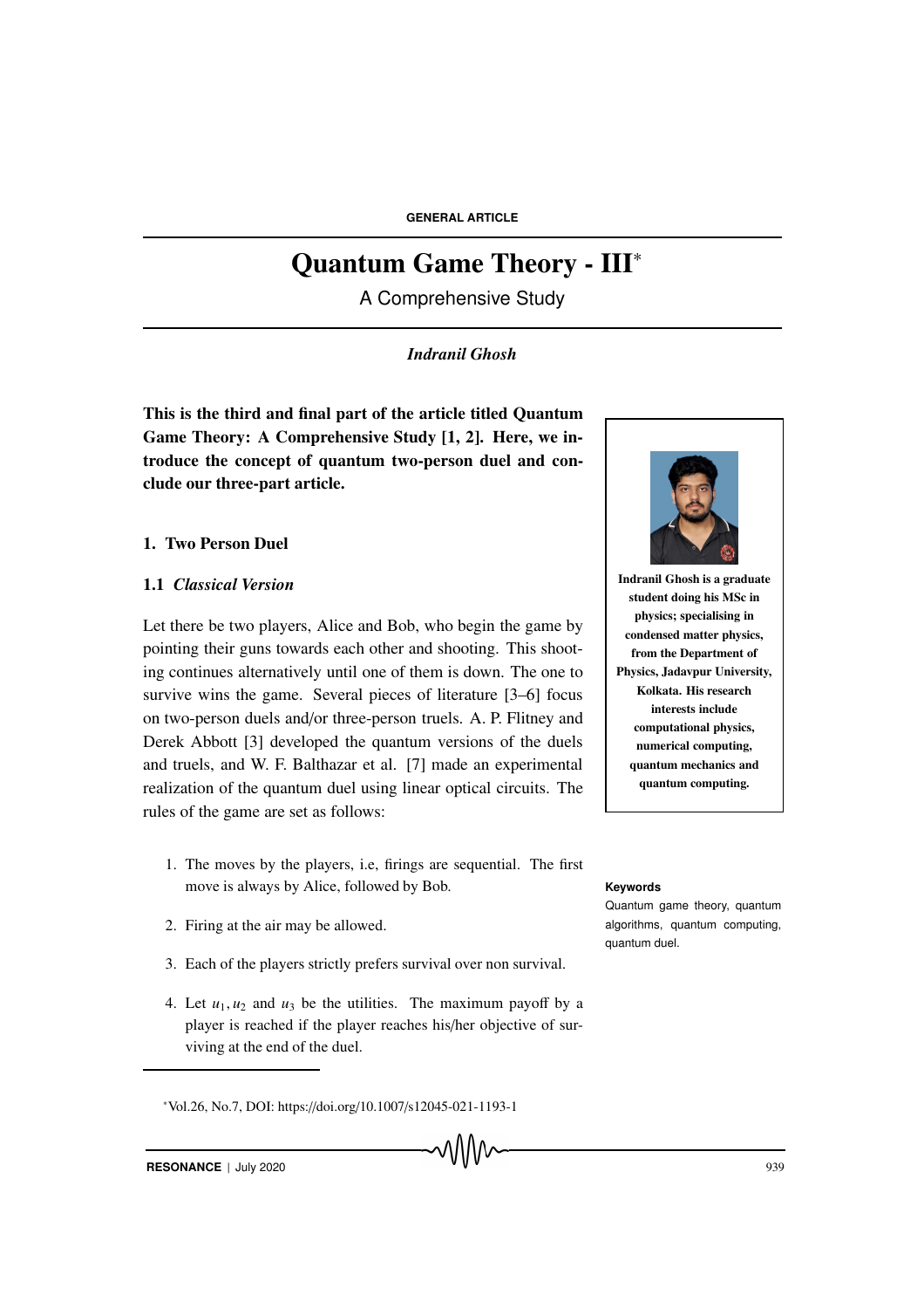GENERAL ARTICLE

# Quantum Game Theory - III*

A Comprehensive Study

*Indranil Ghosh*

**This is the third and final part of the article titled Quantum Game Theory: A Comprehensive Study [1, 2]. Here, we introduce the concept of quantum two-person duel and conclude our three-part article.**

**Indranil Ghosh is a graduate student doing his MSc in physics; specialising in condensed matter physics, from the Department of Physics, Jadavpur University, Kolkata. His research interests include computational physics, numerical computing, quantum mechanics and quantum computing.**

**Keywords**

Quantum game theory, quantum algorithms, quantum computing, quantum duel.

## 1. Two Person Duel

### 1.1 *Classical Version*

Let there be two players, Alice and Bob, who begin the game by pointing their guns towards each other and shooting. This shooting continues alternatively until one of them is down. The one to survive wins the game. Several pieces of literature [3–6] focus on two-person duels and/or three-person truels. A. P. Flitney and Derek Abbott [3] developed the quantum versions of the duels and truels, and W. F. Balthazar et al. [7] made an experimental realization of the quantum duel using linear optical circuits. The rules of the game are set as follows:

1. The moves by the players, i.e, firings are sequential. The first move is always by Alice, followed by Bob.
2. Firing at the air may be allowed.
3. Each of the players strictly prefers survival over non survival.
4. Let $u_1, u_2$ and $u_3$ be the utilities. The maximum payoff by a player is reached if the player reaches his/her objective of surviving at the end of the duel.

*Vol.26, No.7, DOI: https://doi.org/10.1007/s12045-021-1193-1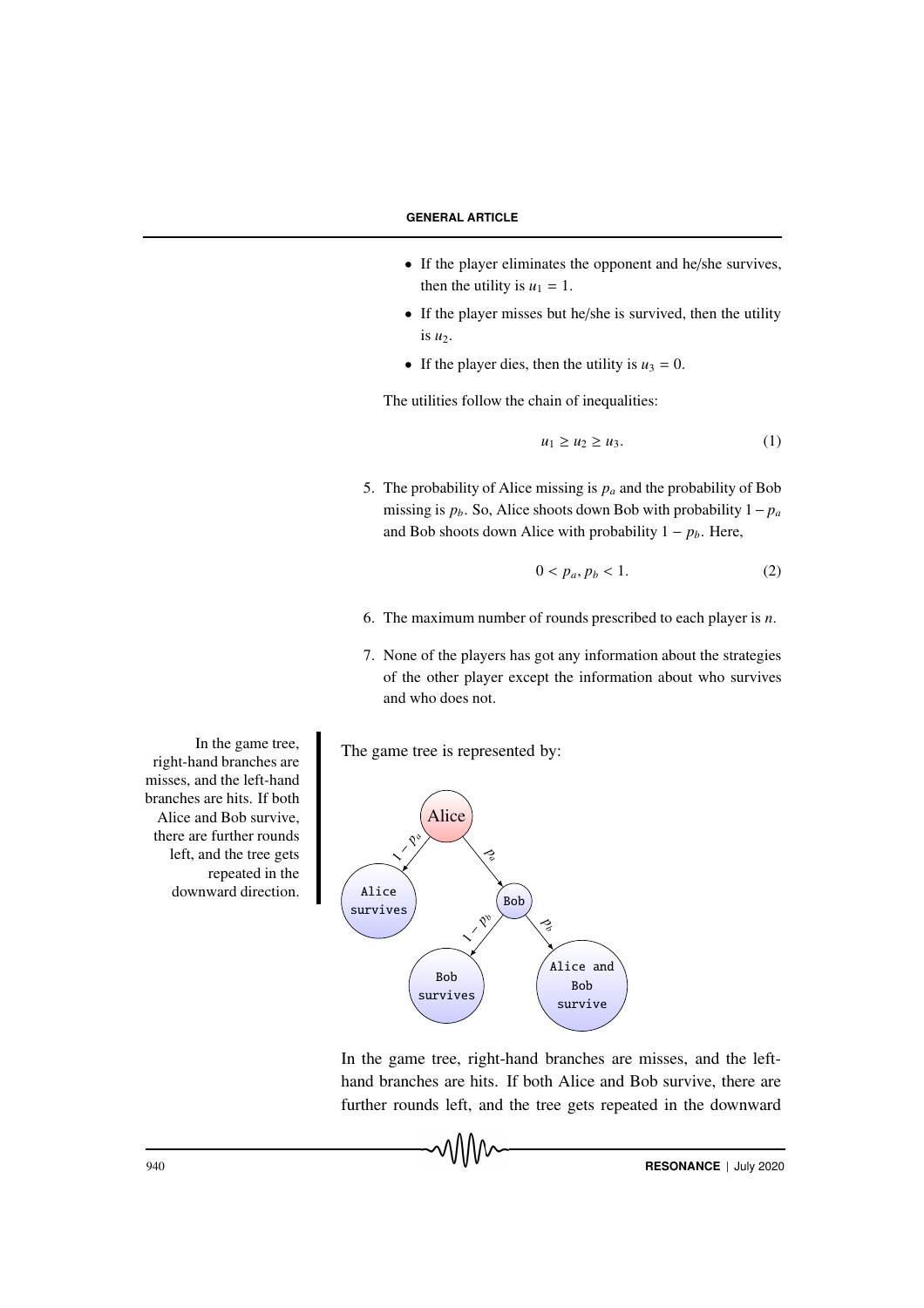- If the player eliminates the opponent and he/she survives, then the utility is $u_1 = 1$.
- If the player misses but he/she is survived, then the utility is $u_2$.
- If the player dies, then the utility is $u_3 = 0$.

The utilities follow the chain of inequalities:

$$u_1 \geq u_2 \geq u_3. \tag{1}$$

5. The probability of Alice missing is $p_a$ and the probability of Bob missing is $p_b$. So, Alice shoots down Bob with probability $1 - p_a$ and Bob shoots down Alice with probability $1 - p_b$. Here,

$$0 < p_a, p_b < 1. \tag{2}$$

6. The maximum number of rounds prescribed to each player is $n$.

7. None of the players has got any information about the strategies of the other player except the information about who survives and who does not.

In the game tree, right-hand branches are misses, and the left-hand branches are hits. If both Alice and Bob survive, there are further rounds left, and the tree gets repeated in the downward direction.

The game tree is represented by:

```
                Alice
        1 − p_a /     \ p_a
               /       \
     Alice survives     Bob
                1 − p_b /   \ p_b
                       /     \
             Bob survives   Alice and Bob survive
```

In the game tree, right-hand branches are misses, and the left-hand branches are hits. If both Alice and Bob survive, there are further rounds left, and the tree gets repeated in the downward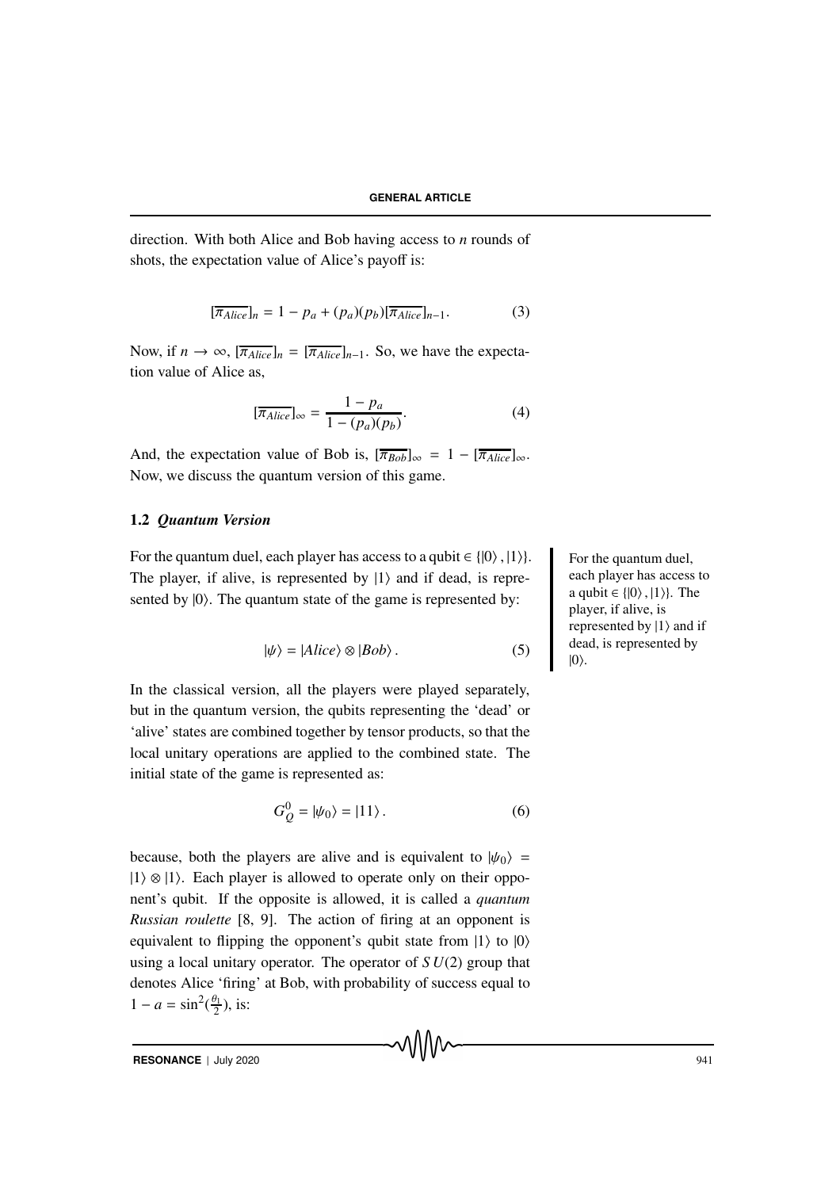direction. With both Alice and Bob having access to $n$ rounds of shots, the expectation value of Alice's payoff is:

$$[\overline{\pi_{Alice}}]_n = 1 - p_a + (p_a)(p_b)[\overline{\pi_{Alice}}]_{n-1}. \tag{3}$$

Now, if $n \to \infty$, $[\overline{\pi_{Alice}}]_n = [\overline{\pi_{Alice}}]_{n-1}$. So, we have the expectation value of Alice as,

$$[\overline{\pi_{Alice}}]_\infty = \frac{1 - p_a}{1 - (p_a)(p_b)}. \tag{4}$$

And, the expectation value of Bob is, $[\overline{\pi_{Bob}}]_\infty = 1 - [\overline{\pi_{Alice}}]_\infty$. Now, we discuss the quantum version of this game.

### 1.2 *Quantum Version*

For the quantum duel, each player has access to a qubit $\in \{|0\rangle, |1\rangle\}$. The player, if alive, is represented by $|1\rangle$ and if dead, is represented by $|0\rangle$. The quantum state of the game is represented by:

$$|\psi\rangle = |Alice\rangle \otimes |Bob\rangle. \tag{5}$$

In the classical version, all the players were played separately, but in the quantum version, the qubits representing the 'dead' or 'alive' states are combined together by tensor products, so that the local unitary operations are applied to the combined state. The initial state of the game is represented as:

$$G_Q^0 = |\psi_0\rangle = |11\rangle. \tag{6}$$

because, both the players are alive and is equivalent to $|\psi_0\rangle = |1\rangle \otimes |1\rangle$. Each player is allowed to operate only on their opponent's qubit. If the opposite is allowed, it is called a *quantum Russian roulette* [8, 9]. The action of firing at an opponent is equivalent to flipping the opponent's qubit state from $|1\rangle$ to $|0\rangle$ using a local unitary operator. The operator of $SU(2)$ group that denotes Alice 'firing' at Bob, with probability of success equal to $1 - a = \sin^2(\frac{\theta_1}{2})$, is: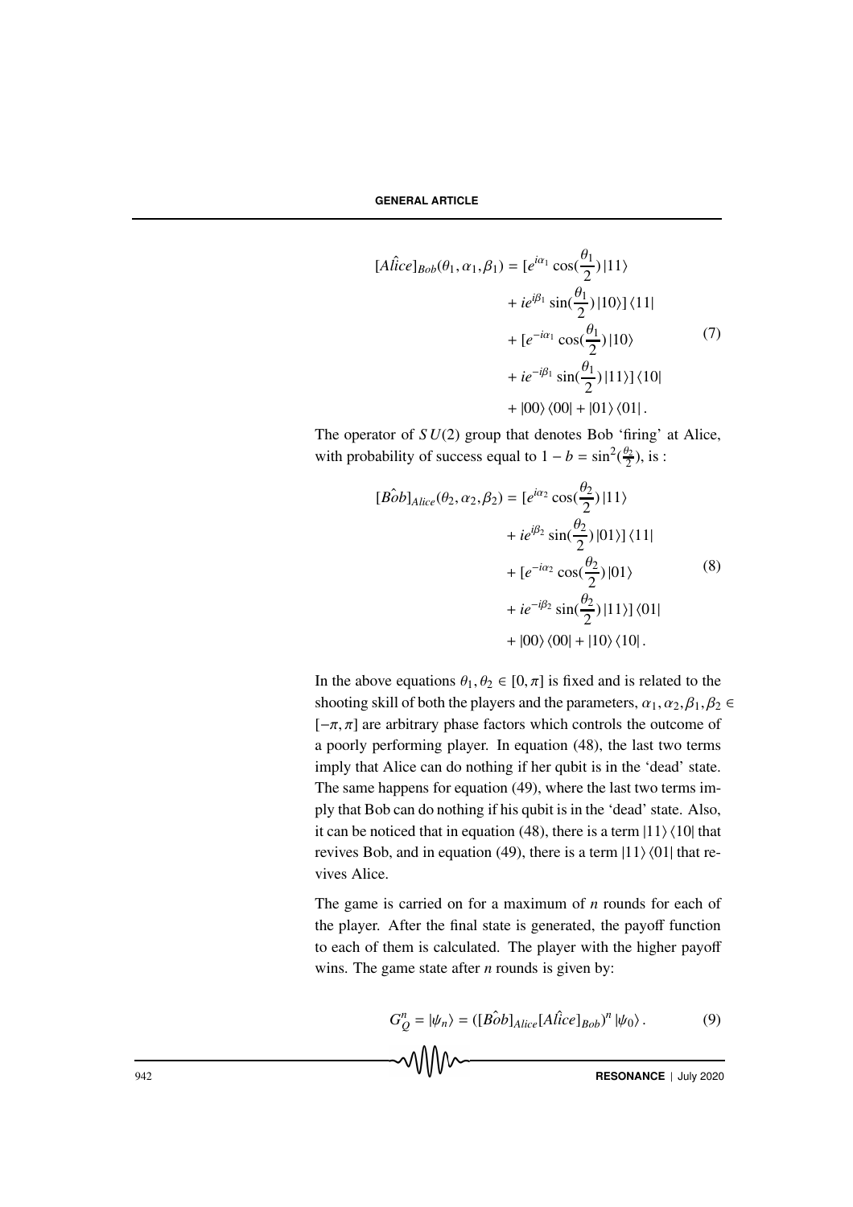$$
\begin{aligned}
[\hat{Alice}]_{Bob}(\theta_1, \alpha_1, \beta_1) = [&e^{i\alpha_1} \cos(\frac{\theta_1}{2}) |11\rangle \\
&+ ie^{i\beta_1} \sin(\frac{\theta_1}{2}) |10\rangle] \langle 11| \\
&+ [e^{-i\alpha_1} \cos(\frac{\theta_1}{2}) |10\rangle \\
&+ ie^{-i\beta_1} \sin(\frac{\theta_1}{2}) |11\rangle] \langle 10| \\
&+ |00\rangle \langle 00| + |01\rangle \langle 01| .
\end{aligned} \tag{7}
$$

The operator of $SU(2)$ group that denotes Bob 'firing' at Alice, with probability of success equal to $1 - b = \sin^2(\frac{\theta_2}{2})$, is :

$$
\begin{aligned}
[\hat{Bob}]_{Alice}(\theta_2, \alpha_2, \beta_2) = [&e^{i\alpha_2} \cos(\frac{\theta_2}{2}) |11\rangle \\
&+ ie^{i\beta_2} \sin(\frac{\theta_2}{2}) |01\rangle] \langle 11| \\
&+ [e^{-i\alpha_2} \cos(\frac{\theta_2}{2}) |01\rangle \\
&+ ie^{-i\beta_2} \sin(\frac{\theta_2}{2}) |11\rangle] \langle 01| \\
&+ |00\rangle \langle 00| + |10\rangle \langle 10| .
\end{aligned} \tag{8}
$$

In the above equations $\theta_1, \theta_2 \in [0, \pi]$ is fixed and is related to the shooting skill of both the players and the parameters, $\alpha_1, \alpha_2, \beta_1, \beta_2 \in [-\pi, \pi]$ are arbitrary phase factors which controls the outcome of a poorly performing player. In equation (48), the last two terms imply that Alice can do nothing if her qubit is in the 'dead' state. The same happens for equation (49), where the last two terms imply that Bob can do nothing if his qubit is in the 'dead' state. Also, it can be noticed that in equation (48), there is a term $|11\rangle \langle 10|$ that revives Bob, and in equation (49), there is a term $|11\rangle \langle 01|$ that revives Alice.

The game is carried on for a maximum of $n$ rounds for each of the player. After the final state is generated, the payoff function to each of them is calculated. The player with the higher payoff wins. The game state after $n$ rounds is given by:

$$
G_Q^n = |\psi_n\rangle = ([\hat{Bob}]_{Alice}[\hat{Alice}]_{Bob})^n |\psi_0\rangle . \tag{9}
$$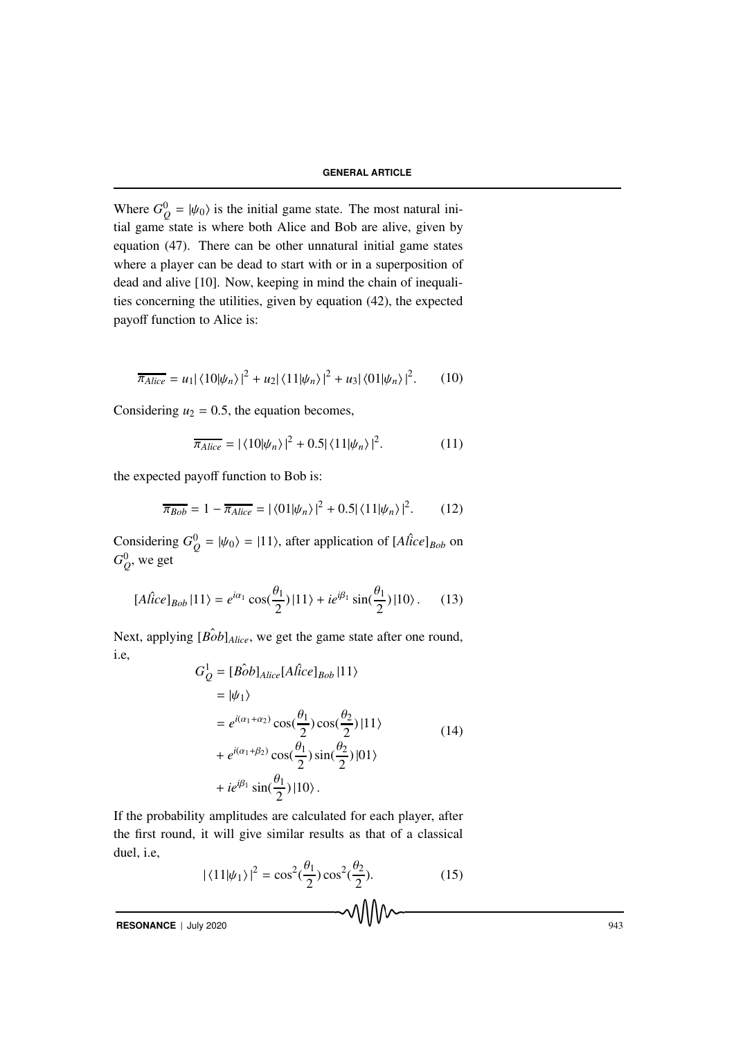Where $G_Q^0 = |\psi_0\rangle$ is the initial game state. The most natural initial game state is where both Alice and Bob are alive, given by equation (47). There can be other unnatural initial game states where a player can be dead to start with or in a superposition of dead and alive [10]. Now, keeping in mind the chain of inequalities concerning the utilities, given by equation (42), the expected payoff function to Alice is:

$$\overline{\pi_{Alice}} = u_1|\langle 10|\psi_n\rangle|^2 + u_2|\langle 11|\psi_n\rangle|^2 + u_3|\langle 01|\psi_n\rangle|^2. \tag{10}$$

Considering $u_2 = 0.5$, the equation becomes,

$$\overline{\pi_{Alice}} = |\langle 10|\psi_n\rangle|^2 + 0.5|\langle 11|\psi_n\rangle|^2. \tag{11}$$

the expected payoff function to Bob is:

$$\overline{\pi_{Bob}} = 1 - \overline{\pi_{Alice}} = |\langle 01|\psi_n\rangle|^2 + 0.5|\langle 11|\psi_n\rangle|^2. \tag{12}$$

Considering $G_Q^0 = |\psi_0\rangle = |11\rangle$, after application of $[\hat{Alice}]_{Bob}$ on $G_Q^0$, we get

$$[\hat{Alice}]_{Bob}|11\rangle = e^{i\alpha_1}\cos(\frac{\theta_1}{2})|11\rangle + ie^{i\beta_1}\sin(\frac{\theta_1}{2})|10\rangle. \tag{13}$$

Next, applying $[\hat{Bob}]_{Alice}$, we get the game state after one round, i.e,

$$\begin{aligned} G_Q^1 &= [\hat{Bob}]_{Alice}[\hat{Alice}]_{Bob}|11\rangle \\ &= |\psi_1\rangle \\ &= e^{i(\alpha_1+\alpha_2)}\cos(\frac{\theta_1}{2})\cos(\frac{\theta_2}{2})|11\rangle \\ &+ e^{i(\alpha_1+\beta_2)}\cos(\frac{\theta_1}{2})\sin(\frac{\theta_2}{2})|01\rangle \\ &+ ie^{i\beta_1}\sin(\frac{\theta_1}{2})|10\rangle. \end{aligned} \tag{14}$$

If the probability amplitudes are calculated for each player, after the first round, it will give similar results as that of a classical duel, i.e,

$$|\langle 11|\psi_1\rangle|^2 = \cos^2(\frac{\theta_1}{2})\cos^2(\frac{\theta_2}{2}). \tag{15}$$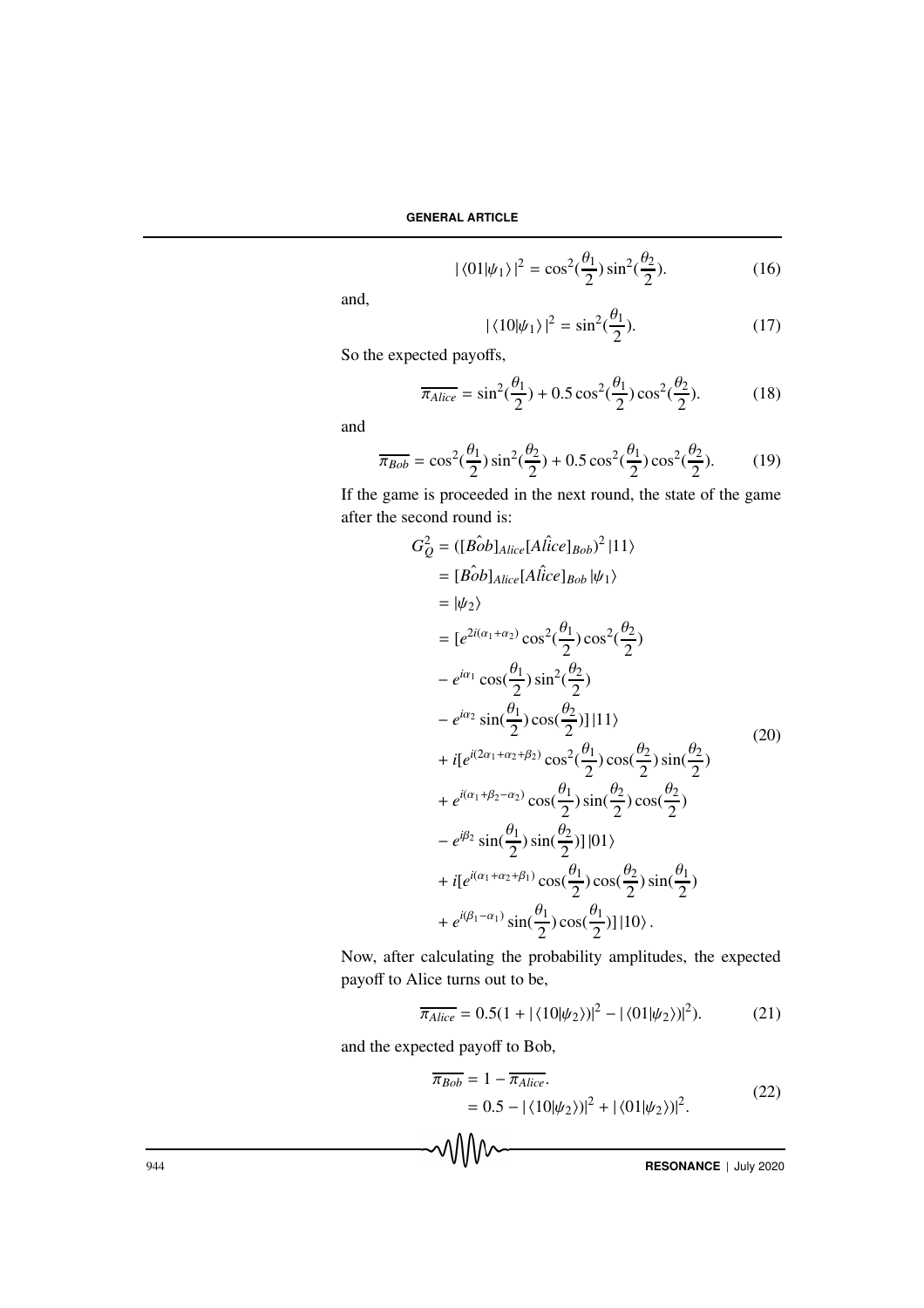$$|\langle 01|\psi_1\rangle|^2 = \cos^2(\frac{\theta_1}{2})\sin^2(\frac{\theta_2}{2}). \tag{16}$$

and,

$$|\langle 10|\psi_1\rangle|^2 = \sin^2(\frac{\theta_1}{2}). \tag{17}$$

So the expected payoffs,

$$\overline{\pi_{Alice}} = \sin^2(\frac{\theta_1}{2}) + 0.5\cos^2(\frac{\theta_1}{2})\cos^2(\frac{\theta_2}{2}). \tag{18}$$

and

$$\overline{\pi_{Bob}} = \cos^2(\frac{\theta_1}{2})\sin^2(\frac{\theta_2}{2}) + 0.5\cos^2(\frac{\theta_1}{2})\cos^2(\frac{\theta_2}{2}). \tag{19}$$

If the game is proceeded in the next round, the state of the game after the second round is:

$$\begin{aligned}
G_Q^2 &= ([\hat{Bob}]_{Alice}[\hat{Alice}]_{Bob})^2\,|11\rangle \\
&= [\hat{Bob}]_{Alice}[\hat{Alice}]_{Bob}\,|\psi_1\rangle \\
&= |\psi_2\rangle \\
&= [e^{2i(\alpha_1+\alpha_2)}\cos^2(\frac{\theta_1}{2})\cos^2(\frac{\theta_2}{2}) \\
&\quad - e^{i\alpha_1}\cos(\frac{\theta_1}{2})\sin^2(\frac{\theta_2}{2}) \\
&\quad - e^{i\alpha_2}\sin(\frac{\theta_1}{2})\cos(\frac{\theta_2}{2})]\,|11\rangle \\
&\quad + i[e^{i(2\alpha_1+\alpha_2+\beta_2)}\cos^2(\frac{\theta_1}{2})\cos(\frac{\theta_2}{2})\sin(\frac{\theta_2}{2}) \\
&\quad + e^{i(\alpha_1+\beta_2-\alpha_2)}\cos(\frac{\theta_1}{2})\sin(\frac{\theta_2}{2})\cos(\frac{\theta_2}{2}) \\
&\quad - e^{i\beta_2}\sin(\frac{\theta_1}{2})\sin(\frac{\theta_2}{2})]\,|01\rangle \\
&\quad + i[e^{i(\alpha_1+\alpha_2+\beta_1)}\cos(\frac{\theta_1}{2})\cos(\frac{\theta_2}{2})\sin(\frac{\theta_1}{2}) \\
&\quad + e^{i(\beta_1-\alpha_1)}\sin(\frac{\theta_1}{2})\cos(\frac{\theta_1}{2})]\,|10\rangle\,.
\end{aligned} \tag{20}$$

Now, after calculating the probability amplitudes, the expected payoff to Alice turns out to be,

$$\overline{\pi_{Alice}} = 0.5(1 + |\langle 10|\psi_2\rangle)|^2 - |\langle 01|\psi_2\rangle)|^2). \tag{21}$$

and the expected payoff to Bob,

$$\begin{aligned}
\overline{\pi_{Bob}} &= 1 - \overline{\pi_{Alice}}. \\
&= 0.5 - |\langle 10|\psi_2\rangle)|^2 + |\langle 01|\psi_2\rangle)|^2.
\end{aligned} \tag{22}$$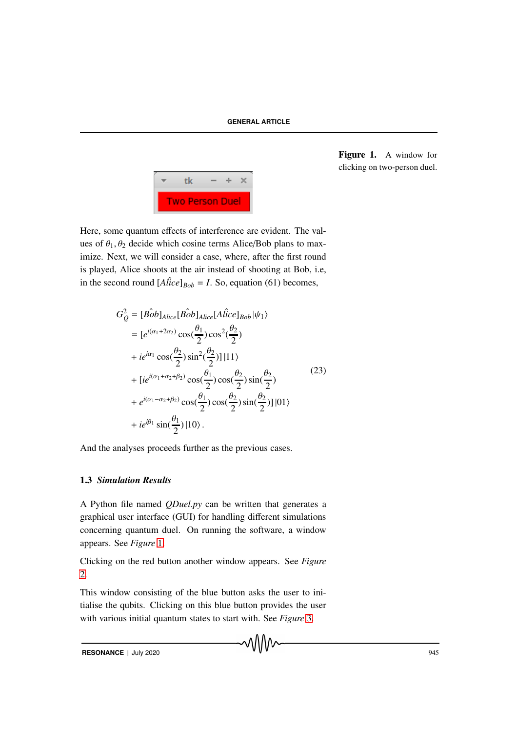Figure 1. A window for clicking on two-person duel.

Here, some quantum effects of interference are evident. The values of $\theta_1, \theta_2$ decide which cosine terms Alice/Bob plans to maximize. Next, we will consider a case, where, after the first round is played, Alice shoots at the air instead of shooting at Bob, i.e, in the second round $[\hat{Alice}]_{Bob} = I$. So, equation (61) becomes,

$$
\begin{aligned}
G_Q^2 &= [\hat{Bob}]_{Alice}[\hat{Bob}]_{Alice}[\hat{Alice}]_{Bob}|\psi_1\rangle \\
&= [e^{i(\alpha_1+2\alpha_2)}\cos(\frac{\theta_1}{2})\cos^2(\frac{\theta_2}{2}) \\
&+ ie^{i\alpha_1}\cos(\frac{\theta_2}{2})\sin^2(\frac{\theta_2}{2})]\,|11\rangle \\
&+ [ie^{i(\alpha_1+\alpha_2+\beta_2)}\cos(\frac{\theta_1}{2})\cos(\frac{\theta_2}{2})\sin(\frac{\theta_2}{2}) \\
&+ e^{i(\alpha_1-\alpha_2+\beta_2)}\cos(\frac{\theta_1}{2})\cos(\frac{\theta_2}{2})\sin(\frac{\theta_2}{2})]\,|01\rangle \\
&+ ie^{i\beta_1}\sin(\frac{\theta_1}{2})\,|10\rangle\,.
\end{aligned}
\tag{23}
$$

And the analyses proceeds further as the previous cases.

### 1.3 *Simulation Results*

A Python file named *QDuel.py* can be written that generates a graphical user interface (GUI) for handling different simulations concerning quantum duel. On running the software, a window appears. See *Figure* 1.

Clicking on the red button another window appears. See *Figure* 2.

This window consisting of the blue button asks the user to initialise the qubits. Clicking on this blue button provides the user with various initial quantum states to start with. See *Figure* 3.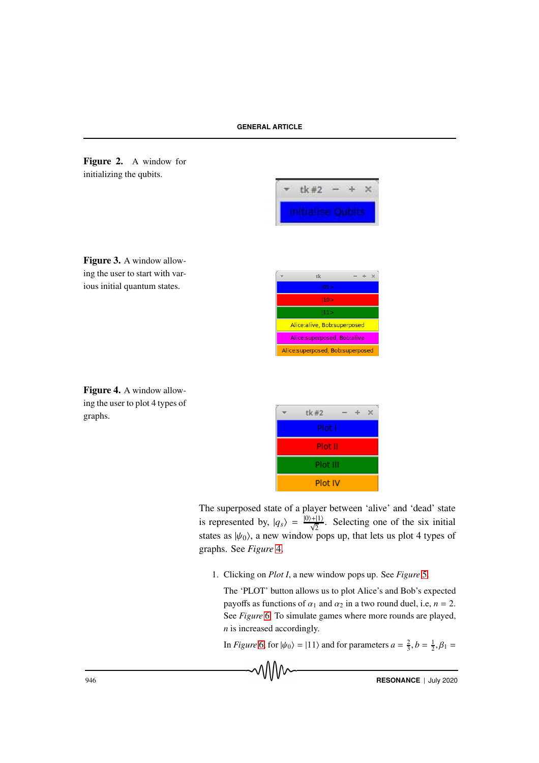**Figure 2.** A window for initializing the qubits.

**Figure 3.** A window allowing the user to start with various initial quantum states.

**Figure 4.** A window allowing the user to plot 4 types of graphs.

The superposed state of a player between 'alive' and 'dead' state is represented by, $|q_s\rangle = \frac{|0\rangle+|1\rangle}{\sqrt{2}}$. Selecting one of the six initial states as $|\psi_0\rangle$, a new window pops up, that lets us plot 4 types of graphs. See *Figure* 4.

1. Clicking on *Plot I*, a new window pops up. See *Figure* 5.

   The 'PLOT' button allows us to plot Alice's and Bob's expected payoffs as functions of $\alpha_1$ and $\alpha_2$ in a two round duel, i.e, $n = 2$. See *Figure* 6. To simulate games where more rounds are played, $n$ is increased accordingly.

   In *Figure* 6, for $|\psi_0\rangle = |11\rangle$ and for parameters $a = \frac{2}{3}, b = \frac{1}{2}, \beta_1 =$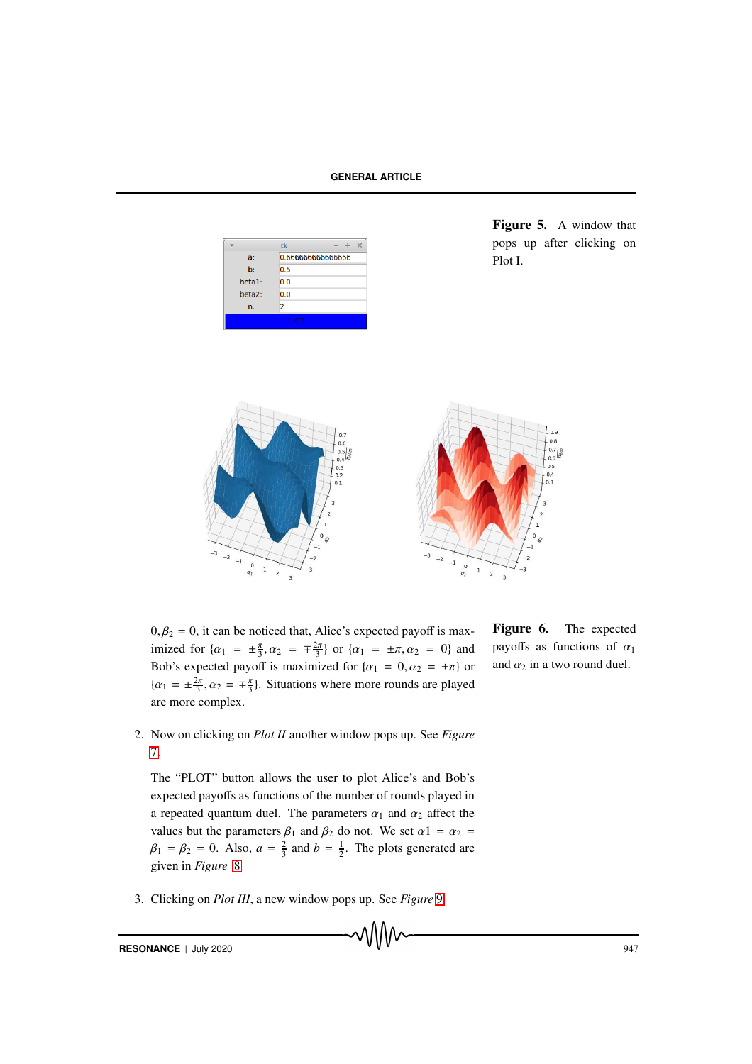Figure 5. A window that pops up after clicking on Plot I.

Figure 6. The expected payoffs as functions of $\alpha_1$ and $\alpha_2$ in a two round duel.

$0, \beta_2 = 0$, it can be noticed that, Alice's expected payoff is maximized for $\{\alpha_1 = \pm\frac{\pi}{3}, \alpha_2 = \mp\frac{2\pi}{3}\}$ or $\{\alpha_1 = \pm\pi, \alpha_2 = 0\}$ and Bob's expected payoff is maximized for $\{\alpha_1 = 0, \alpha_2 = \pm\pi\}$ or $\{\alpha_1 = \pm\frac{2\pi}{3}, \alpha_2 = \mp\frac{\pi}{3}\}$. Situations where more rounds are played are more complex.

2. Now on clicking on *Plot II* another window pops up. See *Figure* 7.

   The "PLOT" button allows the user to plot Alice's and Bob's expected payoffs as functions of the number of rounds played in a repeated quantum duel. The parameters $\alpha_1$ and $\alpha_2$ affect the values but the parameters $\beta_1$ and $\beta_2$ do not. We set $\alpha 1 = \alpha_2 = \beta_1 = \beta_2 = 0$. Also, $a = \frac{2}{3}$ and $b = \frac{1}{2}$. The plots generated are given in *Figure* 8.

3. Clicking on *Plot III*, a new window pops up. See *Figure* 9.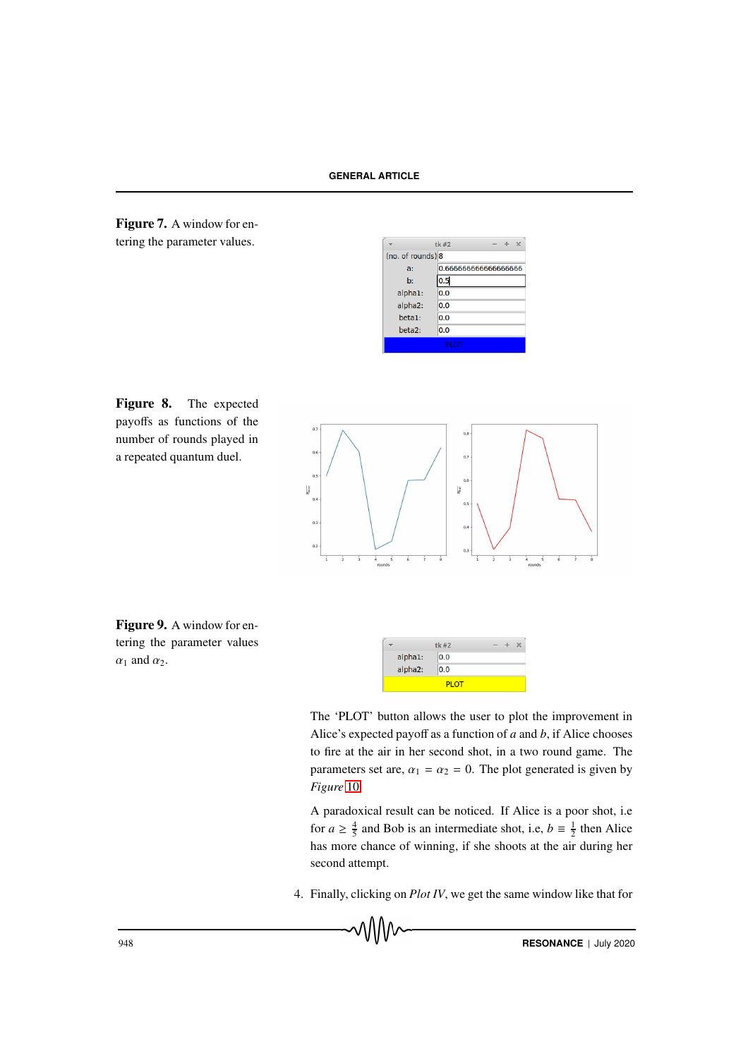**Figure 7.** A window for entering the parameter values.

**Figure 8.** The expected payoffs as functions of the number of rounds played in a repeated quantum duel.

**Figure 9.** A window for entering the parameter values $\alpha_1$ and $\alpha_2$.

The 'PLOT' button allows the user to plot the improvement in Alice's expected payoff as a function of $a$ and $b$, if Alice chooses to fire at the air in her second shot, in a two round game. The parameters set are, $\alpha_1 = \alpha_2 = 0$. The plot generated is given by *Figure* 10.

A paradoxical result can be noticed. If Alice is a poor shot, i.e for $a \geq \frac{4}{5}$ and Bob is an intermediate shot, i.e, $b \equiv \frac{1}{2}$ then Alice has more chance of winning, if she shoots at the air during her second attempt.

4. Finally, clicking on *Plot IV*, we get the same window like that for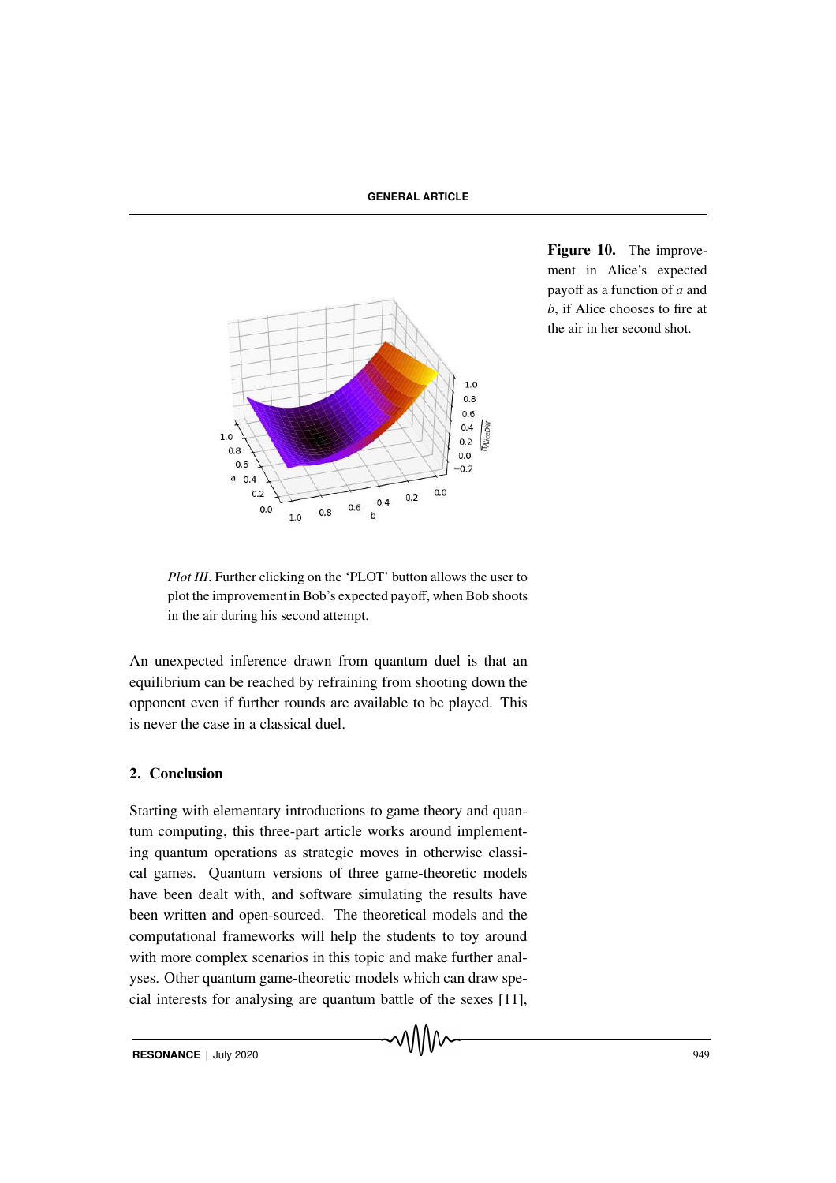**Figure 10.** The improvement in Alice's expected payoff as a function of $a$ and $b$, if Alice chooses to fire at the air in her second shot.

*Plot III*. Further clicking on the 'PLOT' button allows the user to plot the improvement in Bob's expected payoff, when Bob shoots in the air during his second attempt.

An unexpected inference drawn from quantum duel is that an equilibrium can be reached by refraining from shooting down the opponent even if further rounds are available to be played. This is never the case in a classical duel.

## 2. Conclusion

Starting with elementary introductions to game theory and quantum computing, this three-part article works around implementing quantum operations as strategic moves in otherwise classical games. Quantum versions of three game-theoretic models have been dealt with, and software simulating the results have been written and open-sourced. The theoretical models and the computational frameworks will help the students to toy around with more complex scenarios in this topic and make further analyses. Other quantum game-theoretic models which can draw special interests for analysing are quantum battle of the sexes [11],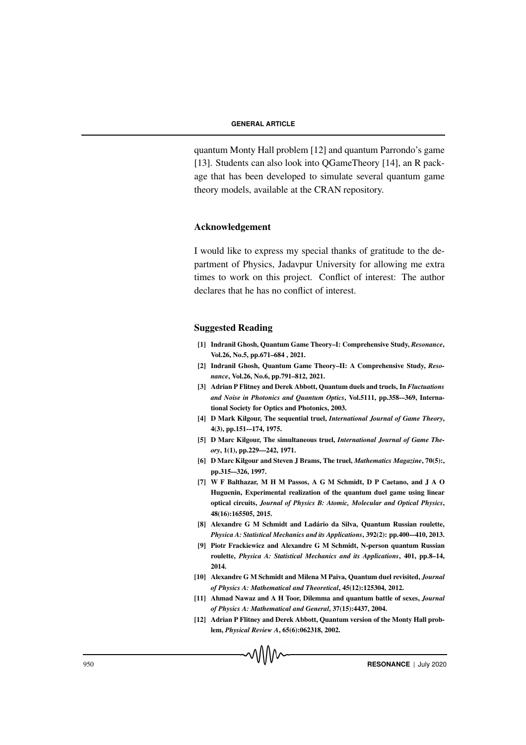quantum Monty Hall problem [12] and quantum Parrondo's game [13]. Students can also look into QGameTheory [14], an R package that has been developed to simulate several quantum game theory models, available at the CRAN repository.

## Acknowledgement

I would like to express my special thanks of gratitude to the department of Physics, Jadavpur University for allowing me extra times to work on this project. Conflict of interest: The author declares that he has no conflict of interest.

## Suggested Reading

**[1] Indranil Ghosh, Quantum Game Theory–I: Comprehensive Study, *Resonance*, Vol.26, No.5, pp.671–684 , 2021.**

**[2] Indranil Ghosh, Quantum Game Theory–II: A Comprehensive Study, *Resonance*, Vol.26, No.6, pp.791–812, 2021.**

**[3] Adrian P Flitney and Derek Abbott, Quantum duels and truels, In *Fluctuations and Noise in Photonics and Quantum Optics*, Vol.5111, pp.358-–369, International Society for Optics and Photonics, 2003.**

**[4] D Mark Kilgour, The sequential truel, *International Journal of Game Theory*, 4(3), pp.151-–174, 1975.**

**[5] D Marc Kilgour, The simultaneous truel, *International Journal of Game Theory*, 1(1), pp.229—242, 1971.**

**[6] D Marc Kilgour and Steven J Brams, The truel, *Mathematics Magazine*, 70(5):, pp.315-–326, 1997.**

**[7] W F Balthazar, M H M Passos, A G M Schmidt, D P Caetano, and J A O Huguenin, Experimental realization of the quantum duel game using linear optical circuits, *Journal of Physics B: Atomic, Molecular and Optical Physics*, 48(16):165505, 2015.**

**[8] Alexandre G M Schmidt and Ladário da Silva, Quantum Russian roulette, *Physica A: Statistical Mechanics and its Applications*, 392(2): pp.400-–410, 2013.**

**[9] Piotr Frackiewicz and Alexandre G M Schmidt, N-person quantum Russian roulette, *Physica A: Statistical Mechanics and its Applications*, 401, pp.8–14, 2014.**

**[10] Alexandre G M Schmidt and Milena M Paiva, Quantum duel revisited, *Journal of Physics A: Mathematical and Theoretical*, 45(12):125304, 2012.**

**[11] Ahmad Nawaz and A H Toor, Dilemma and quantum battle of sexes, *Journal of Physics A: Mathematical and General*, 37(15):4437, 2004.**

**[12] Adrian P Flitney and Derek Abbott, Quantum version of the Monty Hall problem, *Physical Review A*, 65(6):062318, 2002.**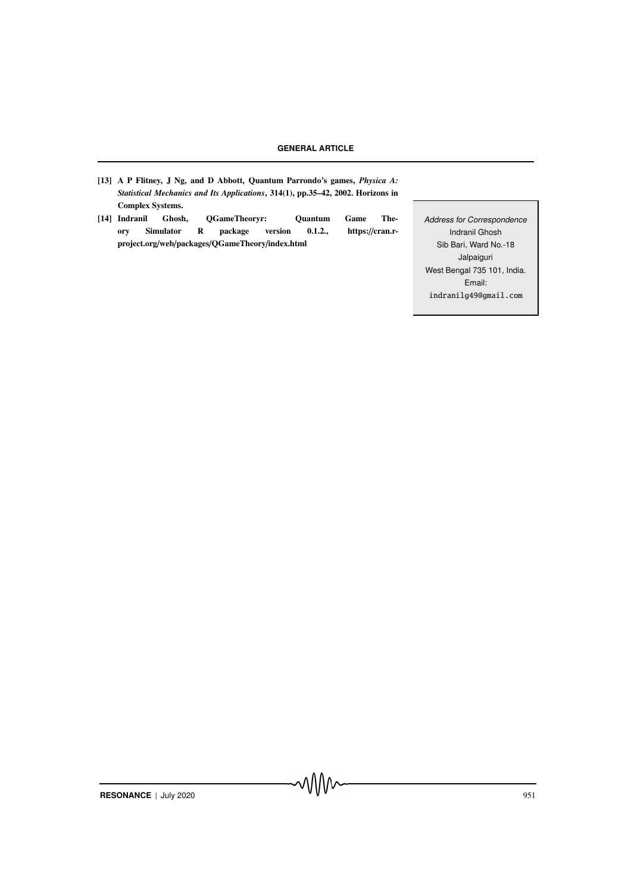**[13] A P Flitney, J Ng, and D Abbott, Quantum Parrondo's games, *Physica A: Statistical Mechanics and Its Applications*, 314(1), pp.35–42, 2002. Horizons in Complex Systems.**

**[14] Indranil Ghosh, QGameTheoryr: Quantum Game Theory Simulator R package version 0.1.2., https://cran.r-project.org/web/packages/QGameTheory/index.html**

*Address for Correspondence*
Indranil Ghosh
Sib Bari, Ward No.-18
Jalpaiguri
West Bengal 735 101, India.
Email:
indranilg49@gmail.com